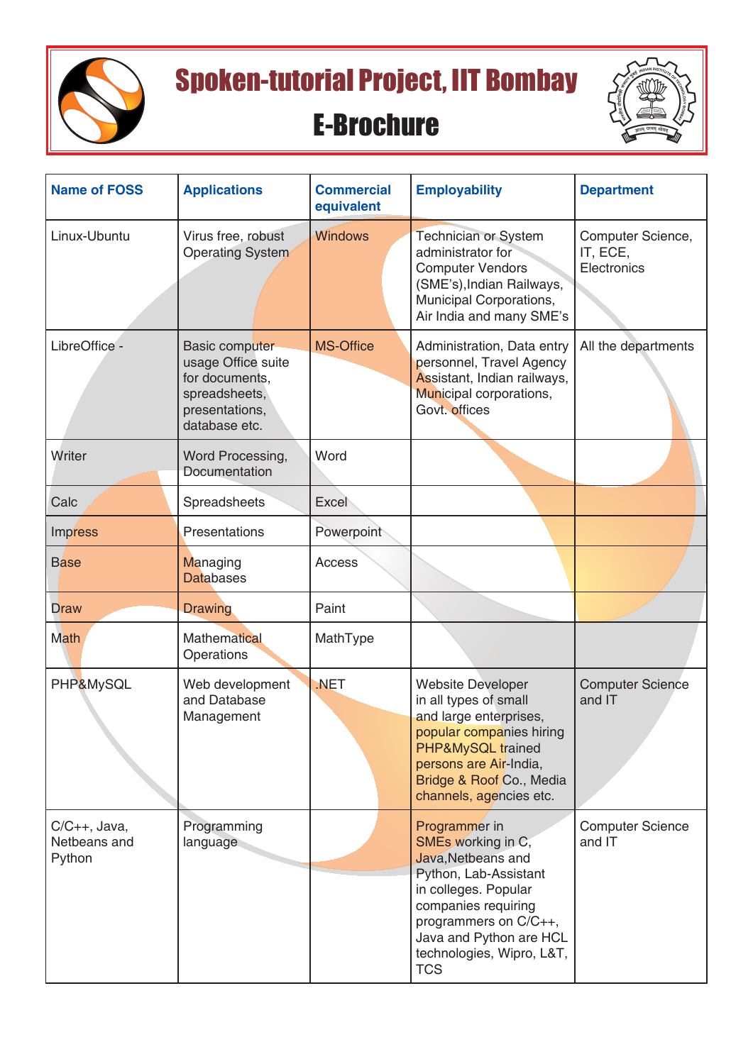# Spoken-tutorial Project, IIT Bombay

## E-Brochure

| Name of FOSS | Applications | Commercial equivalent | Employability | Department |
|---|---|---|---|---|
| Linux-Ubuntu | Virus free, robust Operating System | Windows | Technician or System administrator for Computer Vendors (SME's),Indian Railways, Municipal Corporations, Air India and many SME's | Computer Science, IT, ECE, Electronics |
| LibreOffice - | Basic computer usage Office suite for documents, spreadsheets, presentations, database etc. | MS-Office | Administration, Data entry personnel, Travel Agency Assistant, Indian railways, Municipal corporations, Govt. offices | All the departments |
| Writer | Word Processing, Documentation | Word | | |
| Calc | Spreadsheets | Excel | | |
| Impress | Presentations | Powerpoint | | |
| Base | Managing Databases | Access | | |
| Draw | Drawing | Paint | | |
| Math | Mathematical Operations | MathType | | |
| PHP&MySQL | Web development and Database Management | .NET | Website Developer in all types of small and large enterprises, popular companies hiring PHP&MySQL trained persons are Air-India, Bridge & Roof Co., Media channels, agencies etc. | Computer Science and IT |
| C/C++, Java, Netbeans and Python | Programming language | | Programmer in SMEs working in C, Java,Netbeans and Python, Lab-Assistant in colleges. Popular companies requiring programmers on C/C++, Java and Python are HCL technologies, Wipro, L&T, TCS | Computer Science and IT |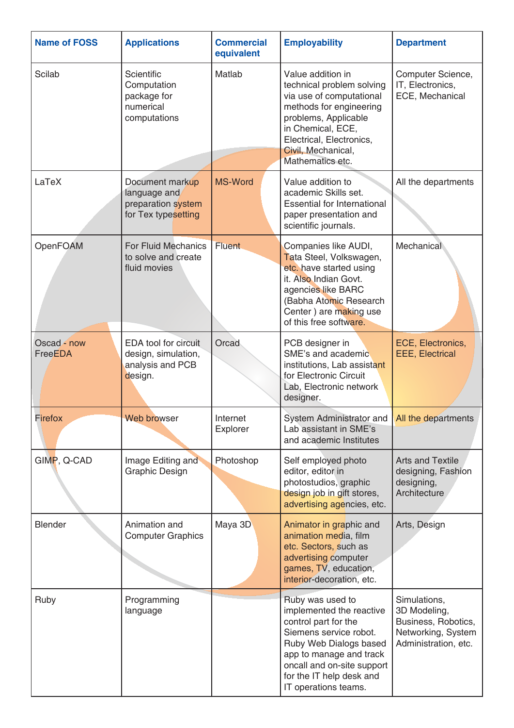| Name of FOSS | Applications | Commercial equivalent | Employability | Department |
| --- | --- | --- | --- | --- |
| Scilab | Scientific Computation package for numerical computations | Matlab | Value addition in technical problem solving via use of computational methods for engineering problems, Applicable in Chemical, ECE, Electrical, Electronics, Civil, Mechanical, Mathematics etc. | Computer Science, IT, Electronics, ECE, Mechanical |
| LaTeX | Document markup language and preparation system for Tex typesetting | MS-Word | Value addition to academic Skills set. Essential for International paper presentation and scientific journals. | All the departments |
| OpenFOAM | For Fluid Mechanics to solve and create fluid movies | Fluent | Companies like AUDI, Tata Steel, Volkswagen, etc. have started using it. Also Indian Govt. agencies like BARC (Babha Atomic Research Center ) are making use of this free software. | Mechanical |
| Oscad - now FreeEDA | EDA tool for circuit design, simulation, analysis and PCB design. | Orcad | PCB designer in SME's and academic institutions, Lab assistant for Electronic Circuit Lab, Electronic network designer. | ECE, Electronics, EEE, Electrical |
| Firefox | Web browser | Internet Explorer | System Administrator and Lab assistant in SME's and academic Institutes | All the departments |
| GIMP, Q-CAD | Image Editing and Graphic Design | Photoshop | Self employed photo editor, editor in photostudios, graphic design job in gift stores, advertising agencies, etc. | Arts and Textile designing, Fashion designing, Architecture |
| Blender | Animation and Computer Graphics | Maya 3D | Animator in graphic and animation media, film etc. Sectors, such as advertising computer games, TV, education, interior-decoration, etc. | Arts, Design |
| Ruby | Programming language | | Ruby was used to implemented the reactive control part for the Siemens service robot. Ruby Web Dialogs based app to manage and track oncall and on-site support for the IT help desk and IT operations teams. | Simulations, 3D Modeling, Business, Robotics, Networking, System Administration, etc. |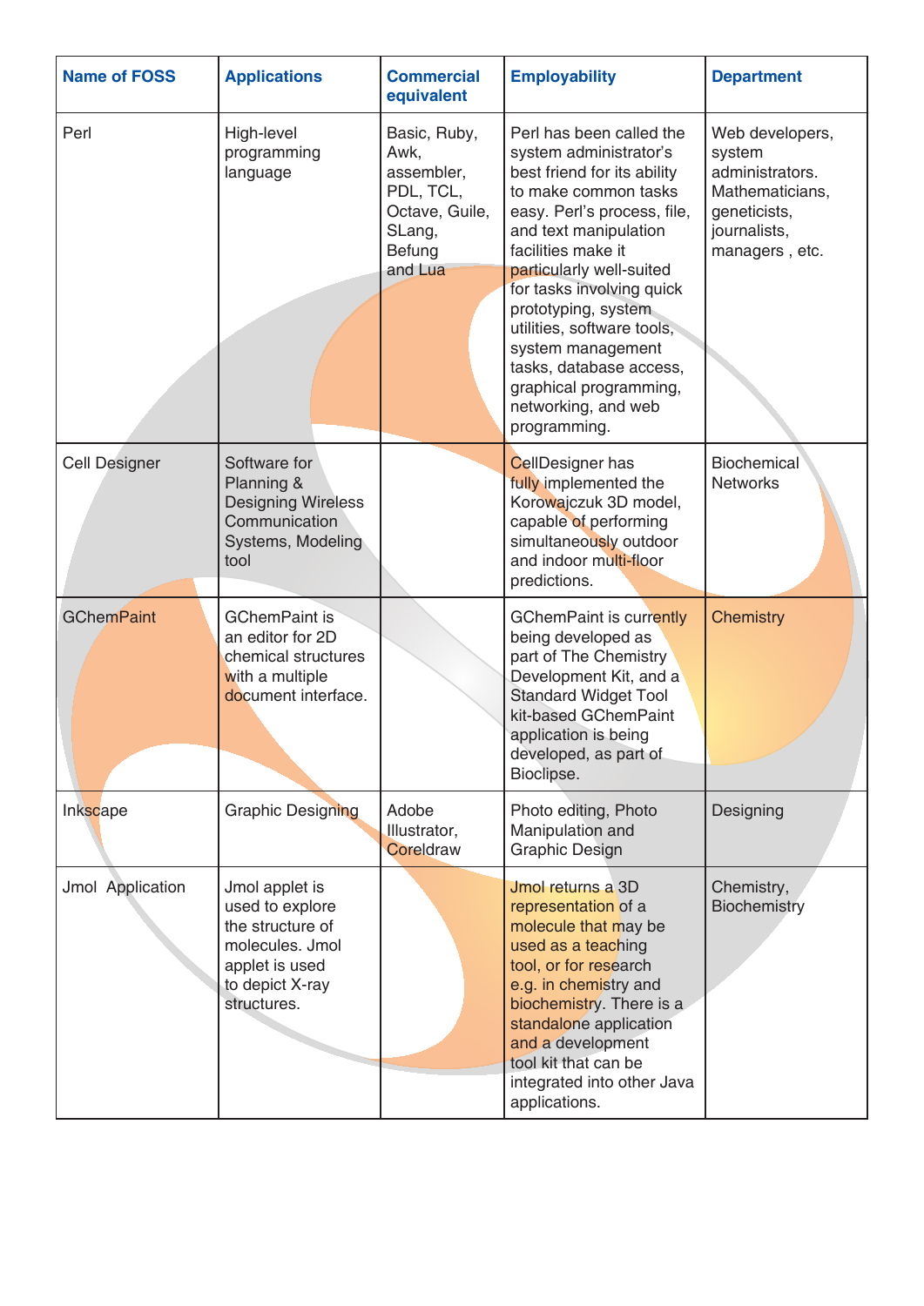| Name of FOSS | Applications | Commercial equivalent | Employability | Department |
|---|---|---|---|---|
| Perl | High-level programming language | Basic, Ruby, Awk, assembler, PDL, TCL, Octave, Guile, SLang, Befung and Lua | Perl has been called the system administrator's best friend for its ability to make common tasks easy. Perl's process, file, and text manipulation facilities make it particularly well-suited for tasks involving quick prototyping, system utilities, software tools, system management tasks, database access, graphical programming, networking, and web programming. | Web developers, system administrators. Mathematicians, geneticists, journalists, managers , etc. |
| Cell Designer | Software for Planning & Designing Wireless Communication Systems, Modeling tool | | CellDesigner has fully implemented the Korowajczuk 3D model, capable of performing simultaneously outdoor and indoor multi-floor predictions. | Biochemical Networks |
| GChemPaint | GChemPaint is an editor for 2D chemical structures with a multiple document interface. | | GChemPaint is currently being developed as part of The Chemistry Development Kit, and a Standard Widget Tool kit-based GChemPaint application is being developed, as part of Bioclipse. | Chemistry |
| Inkscape | Graphic Designing | Adobe Illustrator, Coreldraw | Photo editing, Photo Manipulation and Graphic Design | Designing |
| Jmol Application | Jmol applet is used to explore the structure of molecules. Jmol applet is used to depict X-ray structures. | | Jmol returns a 3D representation of a molecule that may be used as a teaching tool, or for research e.g. in chemistry and biochemistry. There is a standalone application and a development tool kit that can be integrated into other Java applications. | Chemistry, Biochemistry |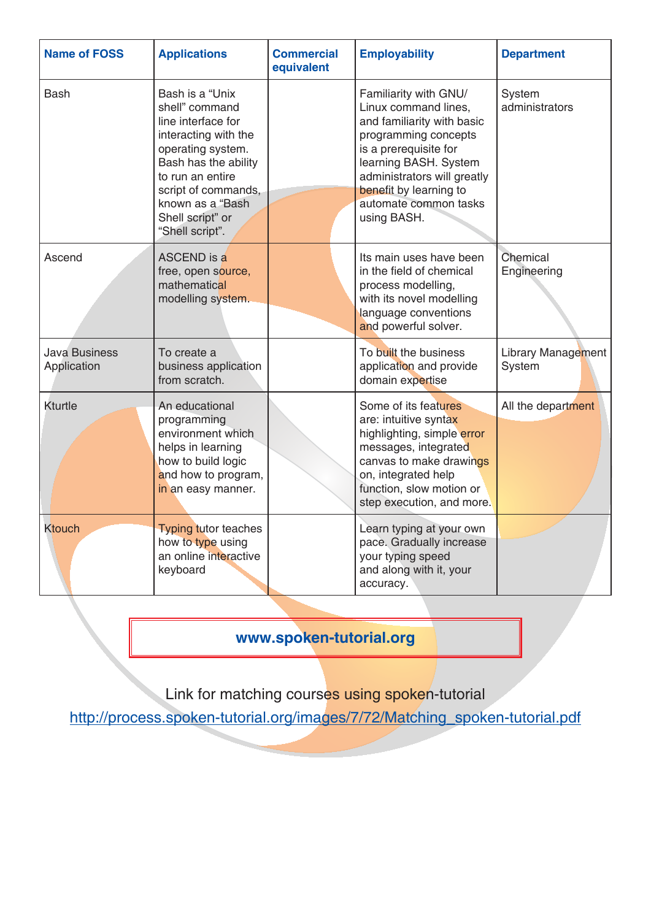| Name of FOSS | Applications | Commercial equivalent | Employability | Department |
|---|---|---|---|---|
| Bash | Bash is a "Unix shell" command line interface for interacting with the operating system. Bash has the ability to run an entire script of commands, known as a "Bash Shell script" or "Shell script". | | Familiarity with GNU/ Linux command lines, and familiarity with basic programming concepts is a prerequisite for learning BASH. System administrators will greatly benefit by learning to automate common tasks using BASH. | System administrators |
| Ascend | ASCEND is a free, open source, mathematical modelling system. | | Its main uses have been in the field of chemical process modelling, with its novel modelling language conventions and powerful solver. | Chemical Engineering |
| Java Business Application | To create a business application from scratch. | | To built the business application and provide domain expertise | Library Management System |
| Kturtle | An educational programming environment which helps in learning how to build logic and how to program, in an easy manner. | | Some of its features are: intuitive syntax highlighting, simple error messages, integrated canvas to make drawings on, integrated help function, slow motion or step execution, and more. | All the department |
| Ktouch | Typing tutor teaches how to type using an online interactive keyboard | | Learn typing at your own pace. Gradually increase your typing speed and along with it, your accuracy. | |

**www.spoken-tutorial.org**

Link for matching courses using spoken-tutorial
http://process.spoken-tutorial.org/images/7/72/Matching_spoken-tutorial.pdf